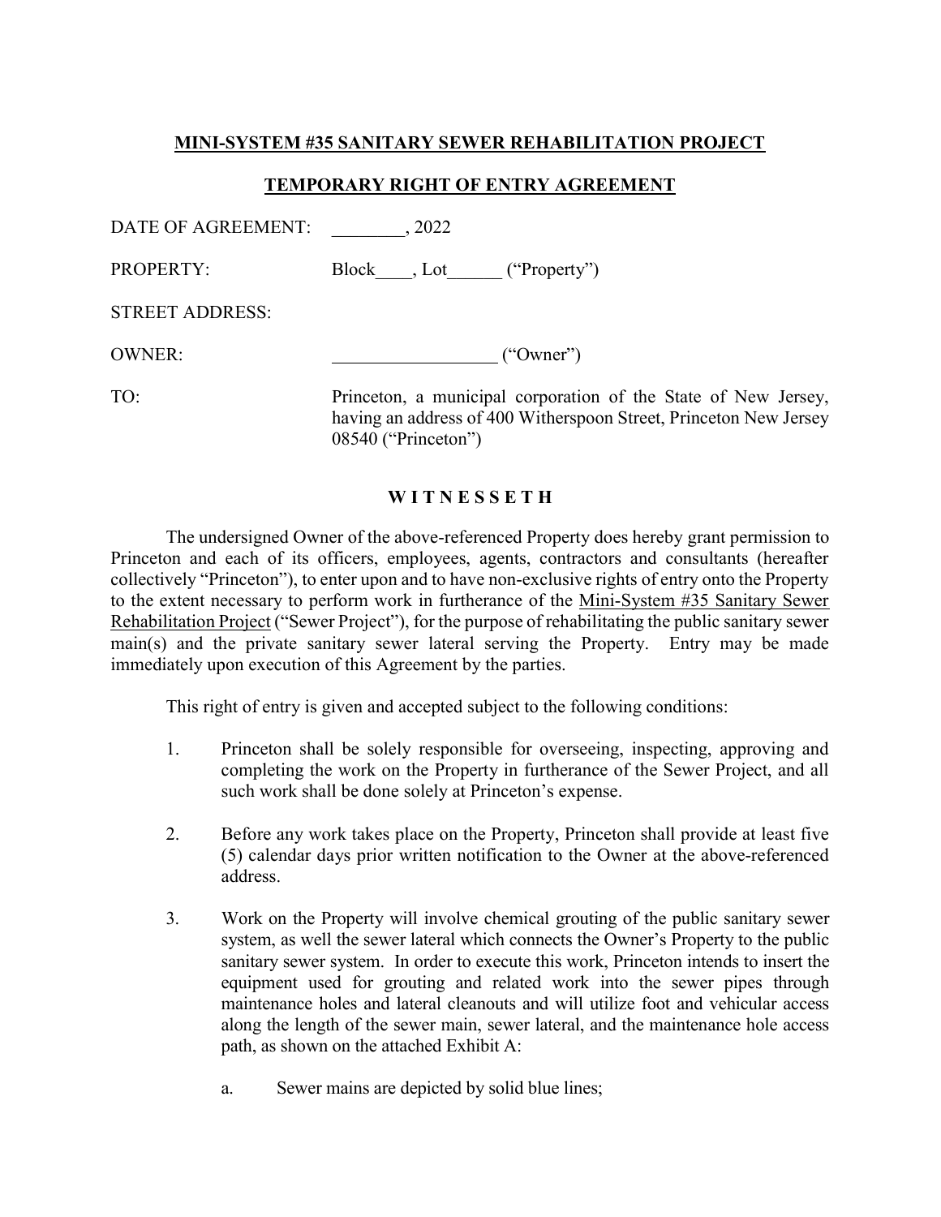## MINI-SYSTEM #35 SANITARY SEWER REHABILITATION PROJECT

## TEMPORARY RIGHT OF ENTRY AGREEMENT

DATE OF AGREEMENT: ________, 2022

PROPERTY: Block____, Lot______ ("Property")

STREET ADDRESS:

OWNER: __________________ ("Owner")

TO: Princeton, a municipal corporation of the State of New Jersey, having an address of 400 Witherspoon Street, Princeton New Jersey 08540 ("Princeton")

**W I T N E S S E T H**

The undersigned Owner of the above-referenced Property does hereby grant permission to Princeton and each of its officers, employees, agents, contractors and consultants (hereafter collectively "Princeton"), to enter upon and to have non-exclusive rights of entry onto the Property to the extent necessary to perform work in furtherance of the Mini-System #35 Sanitary Sewer Rehabilitation Project ("Sewer Project"), for the purpose of rehabilitating the public sanitary sewer main(s) and the private sanitary sewer lateral serving the Property. Entry may be made immediately upon execution of this Agreement by the parties.

This right of entry is given and accepted subject to the following conditions:

1. Princeton shall be solely responsible for overseeing, inspecting, approving and completing the work on the Property in furtherance of the Sewer Project, and all such work shall be done solely at Princeton's expense.

2. Before any work takes place on the Property, Princeton shall provide at least five (5) calendar days prior written notification to the Owner at the above-referenced address.

3. Work on the Property will involve chemical grouting of the public sanitary sewer system, as well the sewer lateral which connects the Owner's Property to the public sanitary sewer system. In order to execute this work, Princeton intends to insert the equipment used for grouting and related work into the sewer pipes through maintenance holes and lateral cleanouts and will utilize foot and vehicular access along the length of the sewer main, sewer lateral, and the maintenance hole access path, as shown on the attached Exhibit A:

   a. Sewer mains are depicted by solid blue lines;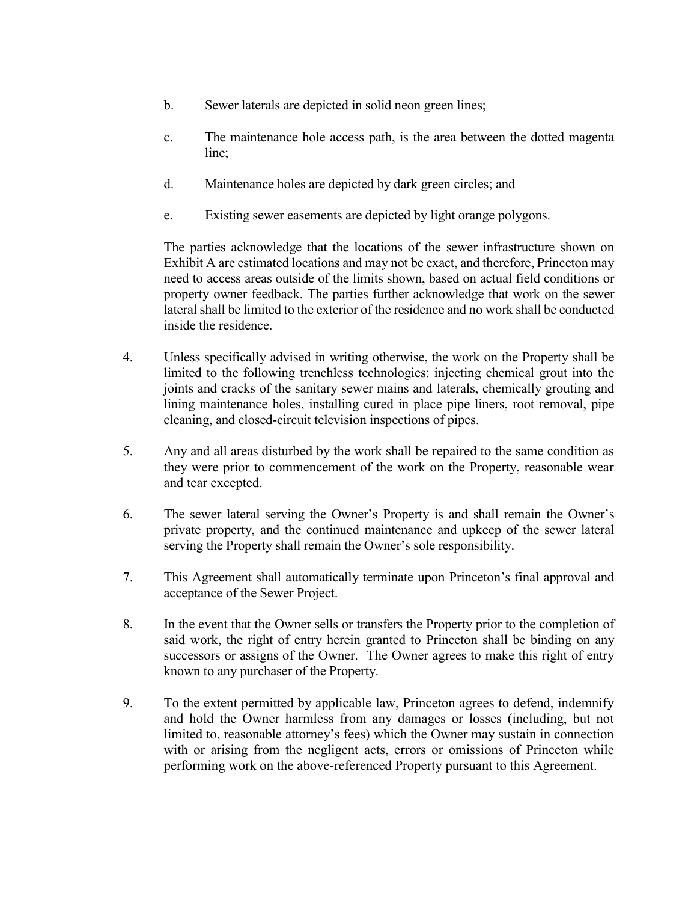b. Sewer laterals are depicted in solid neon green lines;

c. The maintenance hole access path, is the area between the dotted magenta line;

d. Maintenance holes are depicted by dark green circles; and

e. Existing sewer easements are depicted by light orange polygons.

The parties acknowledge that the locations of the sewer infrastructure shown on Exhibit A are estimated locations and may not be exact, and therefore, Princeton may need to access areas outside of the limits shown, based on actual field conditions or property owner feedback. The parties further acknowledge that work on the sewer lateral shall be limited to the exterior of the residence and no work shall be conducted inside the residence.

4. Unless specifically advised in writing otherwise, the work on the Property shall be limited to the following trenchless technologies: injecting chemical grout into the joints and cracks of the sanitary sewer mains and laterals, chemically grouting and lining maintenance holes, installing cured in place pipe liners, root removal, pipe cleaning, and closed-circuit television inspections of pipes.

5. Any and all areas disturbed by the work shall be repaired to the same condition as they were prior to commencement of the work on the Property, reasonable wear and tear excepted.

6. The sewer lateral serving the Owner's Property is and shall remain the Owner's private property, and the continued maintenance and upkeep of the sewer lateral serving the Property shall remain the Owner's sole responsibility.

7. This Agreement shall automatically terminate upon Princeton's final approval and acceptance of the Sewer Project.

8. In the event that the Owner sells or transfers the Property prior to the completion of said work, the right of entry herein granted to Princeton shall be binding on any successors or assigns of the Owner. The Owner agrees to make this right of entry known to any purchaser of the Property.

9. To the extent permitted by applicable law, Princeton agrees to defend, indemnify and hold the Owner harmless from any damages or losses (including, but not limited to, reasonable attorney's fees) which the Owner may sustain in connection with or arising from the negligent acts, errors or omissions of Princeton while performing work on the above-referenced Property pursuant to this Agreement.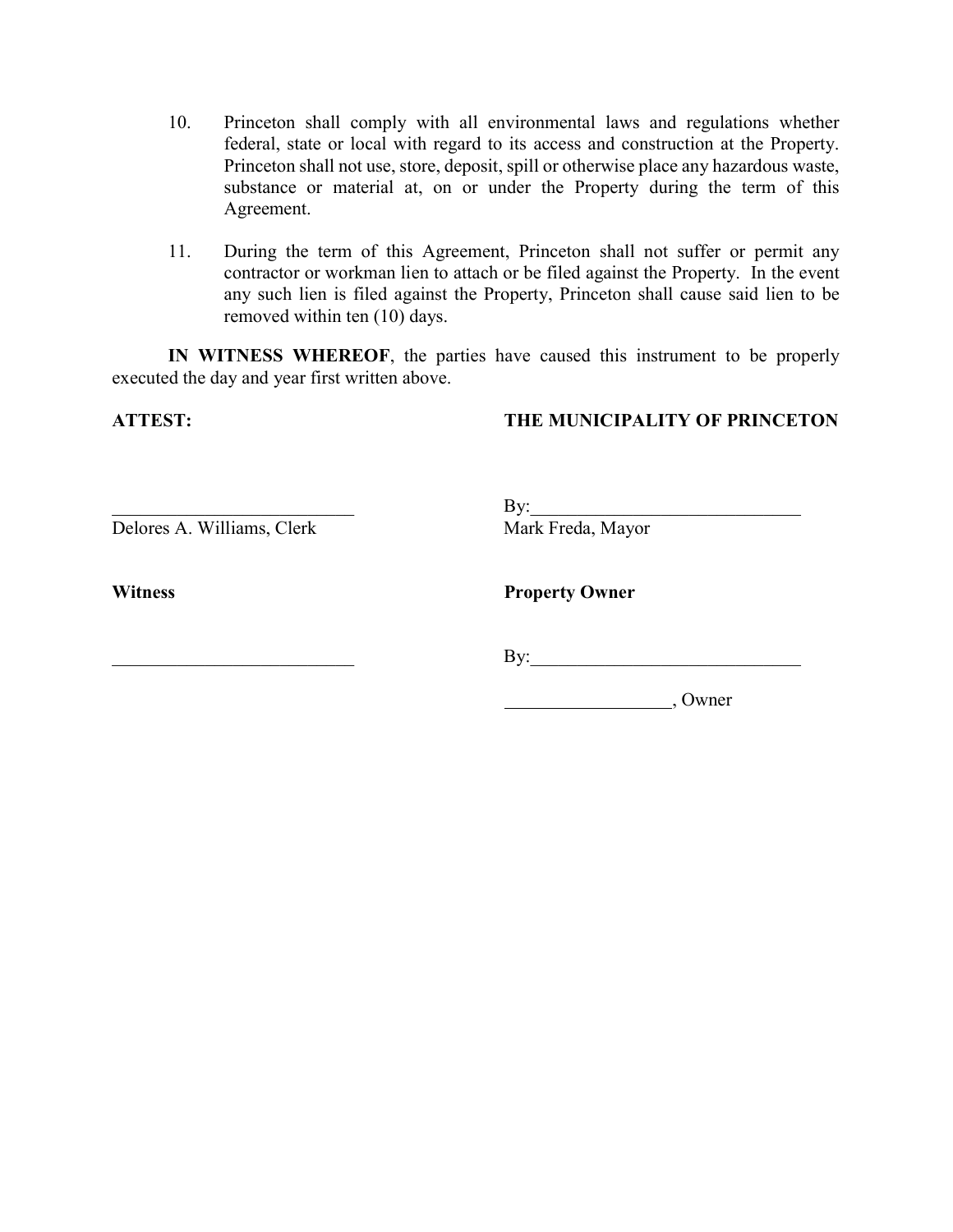10. Princeton shall comply with all environmental laws and regulations whether federal, state or local with regard to its access and construction at the Property. Princeton shall not use, store, deposit, spill or otherwise place any hazardous waste, substance or material at, on or under the Property during the term of this Agreement.

11. During the term of this Agreement, Princeton shall not suffer or permit any contractor or workman lien to attach or be filed against the Property. In the event any such lien is filed against the Property, Princeton shall cause said lien to be removed within ten (10) days.

**IN WITNESS WHEREOF**, the parties have caused this instrument to be properly executed the day and year first written above.

| | |
|---|---|
| **ATTEST:** | **THE MUNICIPALITY OF PRINCETON** |
| ___________________________ | By:______________________________ |
| Delores A. Williams, Clerk | Mark Freda, Mayor |
| **Witness** | **Property Owner** |
| ___________________________ | By:______________________________ |
| | __________________, Owner |